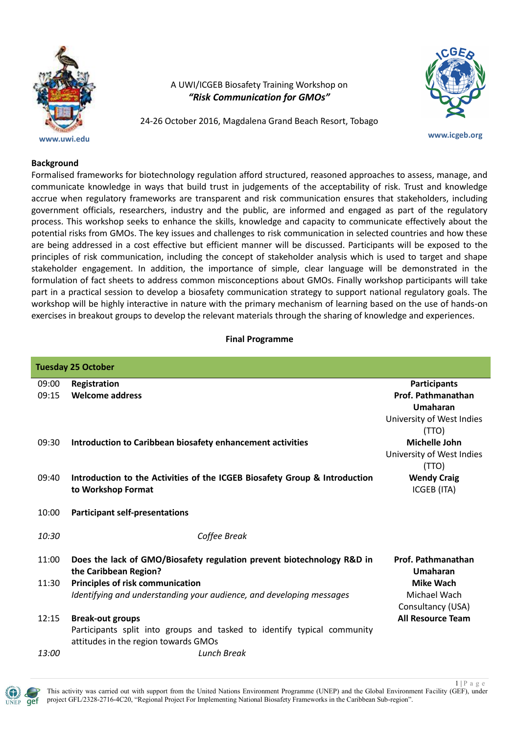www.uwi.edu

A UWI/ICGEB Biosafety Training Workshop on
***"Risk Communication for GMOs"***

24-26 October 2016, Magdalena Grand Beach Resort, Tobago

www.icgeb.org

## Background

Formalised frameworks for biotechnology regulation afford structured, reasoned approaches to assess, manage, and communicate knowledge in ways that build trust in judgements of the acceptability of risk. Trust and knowledge accrue when regulatory frameworks are transparent and risk communication ensures that stakeholders, including government officials, researchers, industry and the public, are informed and engaged as part of the regulatory process. This workshop seeks to enhance the skills, knowledge and capacity to communicate effectively about the potential risks from GMOs. The key issues and challenges to risk communication in selected countries and how these are being addressed in a cost effective but efficient manner will be discussed. Participants will be exposed to the principles of risk communication, including the concept of stakeholder analysis which is used to target and shape stakeholder engagement. In addition, the importance of simple, clear language will be demonstrated in the formulation of fact sheets to address common misconceptions about GMOs. Finally workshop participants will take part in a practical session to develop a biosafety communication strategy to support national regulatory goals. The workshop will be highly interactive in nature with the primary mechanism of learning based on the use of hands-on exercises in breakout groups to develop the relevant materials through the sharing of knowledge and experiences.

## Final Programme

| **Tuesday 25 October** | | |
|---|---|---|
| 09:00 | **Registration** | **Participants** |
| 09:15 | **Welcome address** | **Prof. Pathmanathan Umaharan** University of West Indies (TTO) |
| 09:30 | **Introduction to Caribbean biosafety enhancement activities** | **Michelle John** University of West Indies (TTO) |
| 09:40 | **Introduction to the Activities of the ICGEB Biosafety Group & Introduction to Workshop Format** | **Wendy Craig** ICGEB (ITA) |
| 10:00 | **Participant self-presentations** | |
| *10:30* | *Coffee Break* | |
| 11:00 | **Does the lack of GMO/Biosafety regulation prevent biotechnology R&D in the Caribbean Region?** | **Prof. Pathmanathan Umaharan** |
| 11:30 | **Principles of risk communication** *Identifying and understanding your audience, and developing messages* | **Mike Wach** Michael Wach Consultancy (USA) |
| 12:15 | **Break-out groups** Participants split into groups and tasked to identify typical community attitudes in the region towards GMOs | **All Resource Team** |
| *13:00* | *Lunch Break* | |

This activity was carried out with support from the United Nations Environment Programme (UNEP) and the Global Environment Facility (GEF), under project GFL/2328-2716-4C20, "Regional Project For Implementing National Biosafety Frameworks in the Caribbean Sub-region".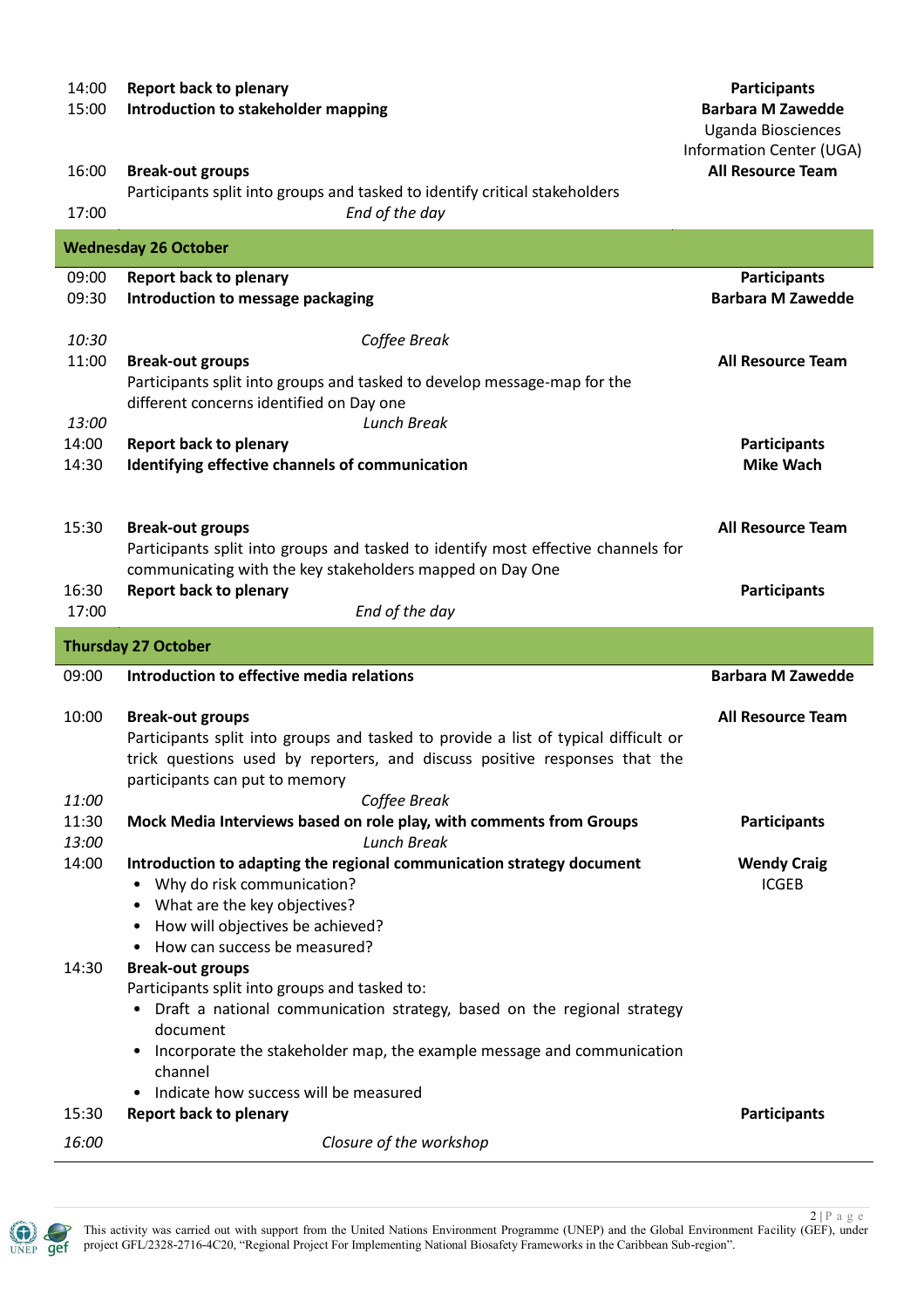| | | |
|---|---|---|
| 14:00 | **Report back to plenary** | **Participants** |
| 15:00 | **Introduction to stakeholder mapping** | **Barbara M Zawedde** Uganda Biosciences Information Center (UGA) |
| 16:00 | **Break-out groups** Participants split into groups and tasked to identify critical stakeholders | **All Resource Team** |
| 17:00 | *End of the day* | |
| **Wednesday 26 October** | | |
| 09:00 | **Report back to plenary** | **Participants** |
| 09:30 | **Introduction to message packaging** | **Barbara M Zawedde** |
| *10:30* | *Coffee Break* | |
| 11:00 | **Break-out groups** Participants split into groups and tasked to develop message-map for the different concerns identified on Day one | **All Resource Team** |
| *13:00* | *Lunch Break* | |
| 14:00 | **Report back to plenary** | **Participants** |
| 14:30 | **Identifying effective channels of communication** | **Mike Wach** |
| 15:30 | **Break-out groups** Participants split into groups and tasked to identify most effective channels for communicating with the key stakeholders mapped on Day One | **All Resource Team** |
| 16:30 | **Report back to plenary** | **Participants** |
| 17:00 | *End of the day* | |
| **Thursday 27 October** | | |
| 09:00 | **Introduction to effective media relations** | **Barbara M Zawedde** |
| 10:00 | **Break-out groups** Participants split into groups and tasked to provide a list of typical difficult or trick questions used by reporters, and discuss positive responses that the participants can put to memory | **All Resource Team** |
| *11:00* | *Coffee Break* | |
| 11:30 | **Mock Media Interviews based on role play, with comments from Groups** | **Participants** |
| *13:00* | *Lunch Break* | |
| 14:00 | **Introduction to adapting the regional communication strategy document** <br>• Why do risk communication? <br>• What are the key objectives? <br>• How will objectives be achieved? <br>• How can success be measured? | **Wendy Craig** ICGEB |
| 14:30 | **Break-out groups** Participants split into groups and tasked to: <br>• Draft a national communication strategy, based on the regional strategy document <br>• Incorporate the stakeholder map, the example message and communication channel <br>• Indicate how success will be measured | |
| 15:30 | **Report back to plenary** | **Participants** |
| *16:00* | *Closure of the workshop* | |

This activity was carried out with support from the United Nations Environment Programme (UNEP) and the Global Environment Facility (GEF), under project GFL/2328-2716-4C20, "Regional Project For Implementing National Biosafety Frameworks in the Caribbean Sub-region".